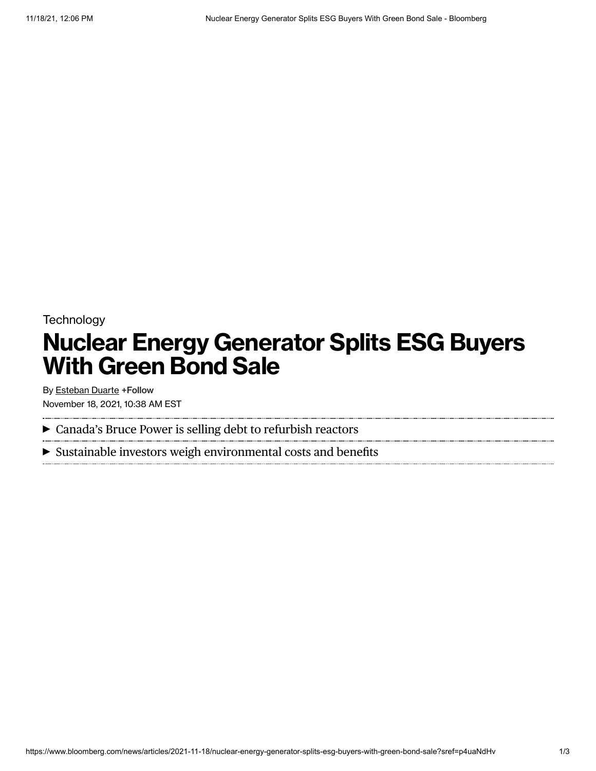Technology

# Nuclear Energy Generator Splits ESG Buyers With Green Bond Sale

By Esteban Duarte +Follow

November 18, 2021, 10:38 AM EST

- Canada's Bruce Power is selling debt to refurbish reactors
- Sustainable investors weigh environmental costs and benefits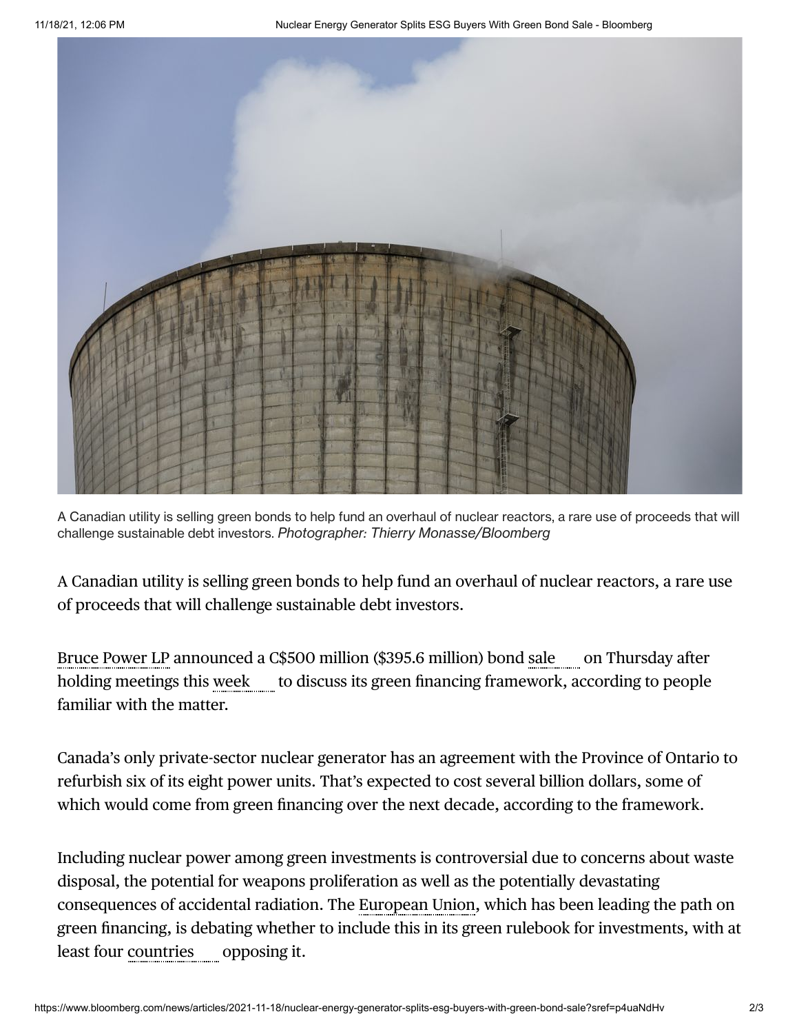A Canadian utility is selling green bonds to help fund an overhaul of nuclear reactors, a rare use of proceeds that will challenge sustainable debt investors. *Photographer: Thierry Monasse/Bloomberg*

A Canadian utility is selling green bonds to help fund an overhaul of nuclear reactors, a rare use of proceeds that will challenge sustainable debt investors.

Bruce Power LP announced a C$500 million ($395.6 million) bond sale on Thursday after holding meetings this week to discuss its green financing framework, according to people familiar with the matter.

Canada's only private-sector nuclear generator has an agreement with the Province of Ontario to refurbish six of its eight power units. That's expected to cost several billion dollars, some of which would come from green financing over the next decade, according to the framework.

Including nuclear power among green investments is controversial due to concerns about waste disposal, the potential for weapons proliferation as well as the potentially devastating consequences of accidental radiation. The European Union, which has been leading the path on green financing, is debating whether to include this in its green rulebook for investments, with at least four countries opposing it.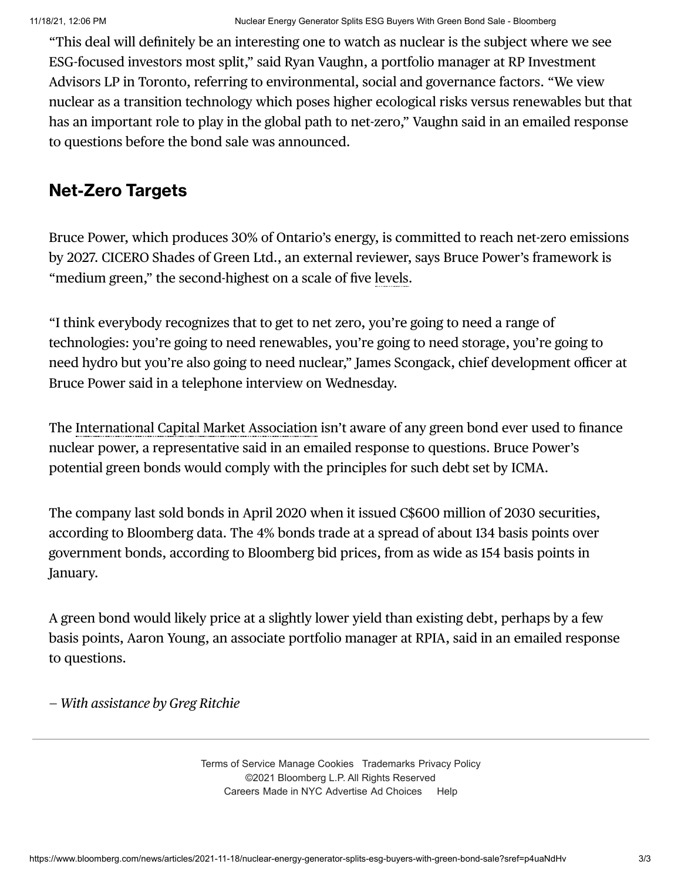"This deal will definitely be an interesting one to watch as nuclear is the subject where we see ESG-focused investors most split," said Ryan Vaughn, a portfolio manager at RP Investment Advisors LP in Toronto, referring to environmental, social and governance factors. "We view nuclear as a transition technology which poses higher ecological risks versus renewables but that has an important role to play in the global path to net-zero," Vaughn said in an emailed response to questions before the bond sale was announced.

## Net-Zero Targets

Bruce Power, which produces 30% of Ontario's energy, is committed to reach net-zero emissions by 2027. CICERO Shades of Green Ltd., an external reviewer, says Bruce Power's framework is "medium green," the second-highest on a scale of five levels.

"I think everybody recognizes that to get to net zero, you're going to need a range of technologies: you're going to need renewables, you're going to need storage, you're going to need hydro but you're also going to need nuclear," James Scongack, chief development officer at Bruce Power said in a telephone interview on Wednesday.

The International Capital Market Association isn't aware of any green bond ever used to finance nuclear power, a representative said in an emailed response to questions. Bruce Power's potential green bonds would comply with the principles for such debt set by ICMA.

The company last sold bonds in April 2020 when it issued C$600 million of 2030 securities, according to Bloomberg data. The 4% bonds trade at a spread of about 134 basis points over government bonds, according to Bloomberg bid prices, from as wide as 154 basis points in January.

A green bond would likely price at a slightly lower yield than existing debt, perhaps by a few basis points, Aaron Young, an associate portfolio manager at RPIA, said in an emailed response to questions.

*— With assistance by Greg Ritchie*